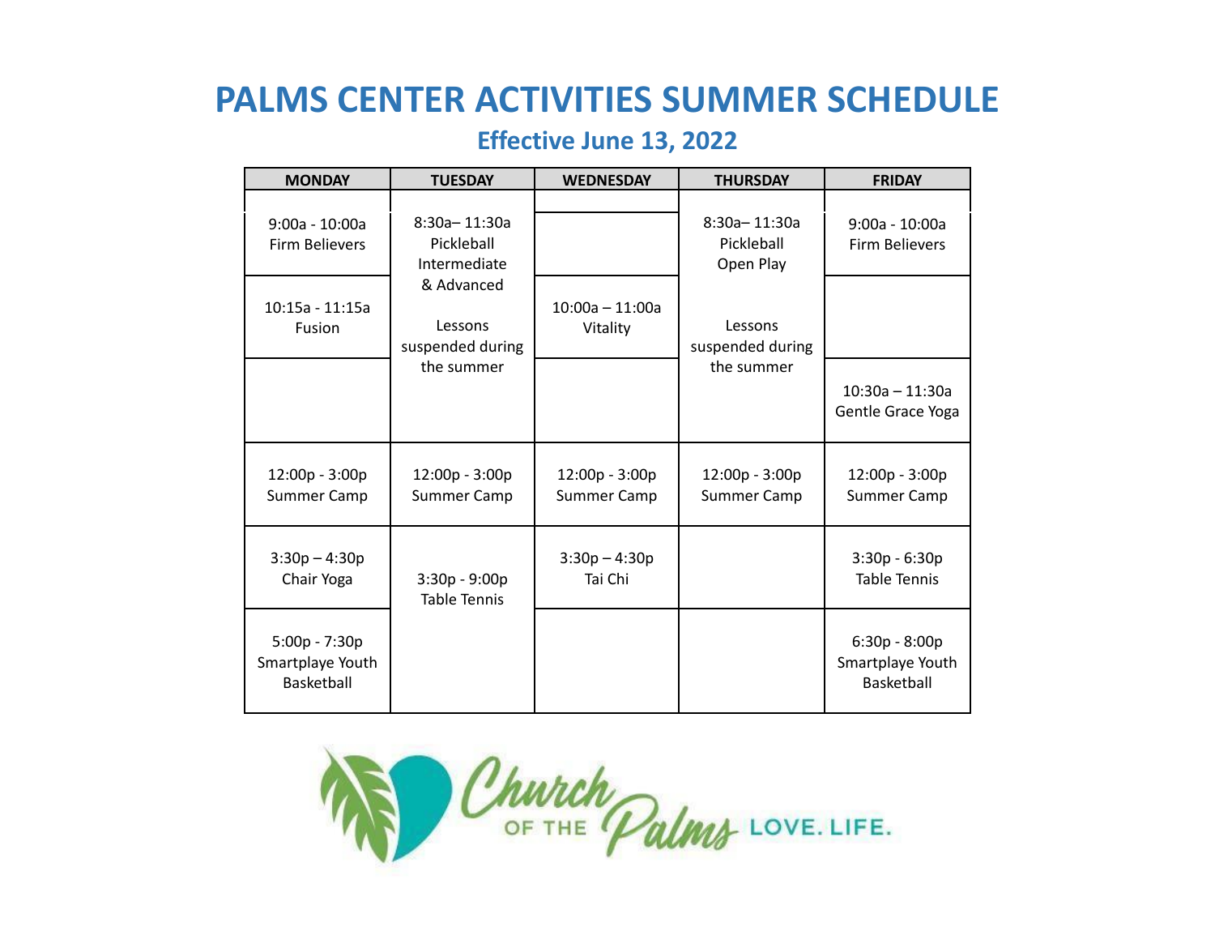# PALMS CENTER ACTIVITIES SUMMER SCHEDULE

## Effective June 13, 2022

| MONDAY | TUESDAY | WEDNESDAY | THURSDAY | FRIDAY |
|---|---|---|---|---|
| 9:00a - 10:00a Firm Believers | 8:30a– 11:30a Pickleball Intermediate & Advanced<br><br>Lessons suspended during the summer | | 8:30a– 11:30a Pickleball Open Play<br><br>Lessons suspended during the summer | 9:00a - 10:00a Firm Believers |
| 10:15a - 11:15a Fusion | | 10:00a – 11:00a Vitality | | |
| | | | | 10:30a – 11:30a Gentle Grace Yoga |
| 12:00p - 3:00p Summer Camp | 12:00p - 3:00p Summer Camp | 12:00p - 3:00p Summer Camp | 12:00p - 3:00p Summer Camp | 12:00p - 3:00p Summer Camp |
| 3:30p – 4:30p Chair Yoga | 3:30p - 9:00p Table Tennis | 3:30p – 4:30p Tai Chi | | 3:30p - 6:30p Table Tennis |
| 5:00p - 7:30p Smartplaye Youth Basketball | | | | 6:30p - 8:00p Smartplaye Youth Basketball |

Church of the Palms LOVE. LIFE.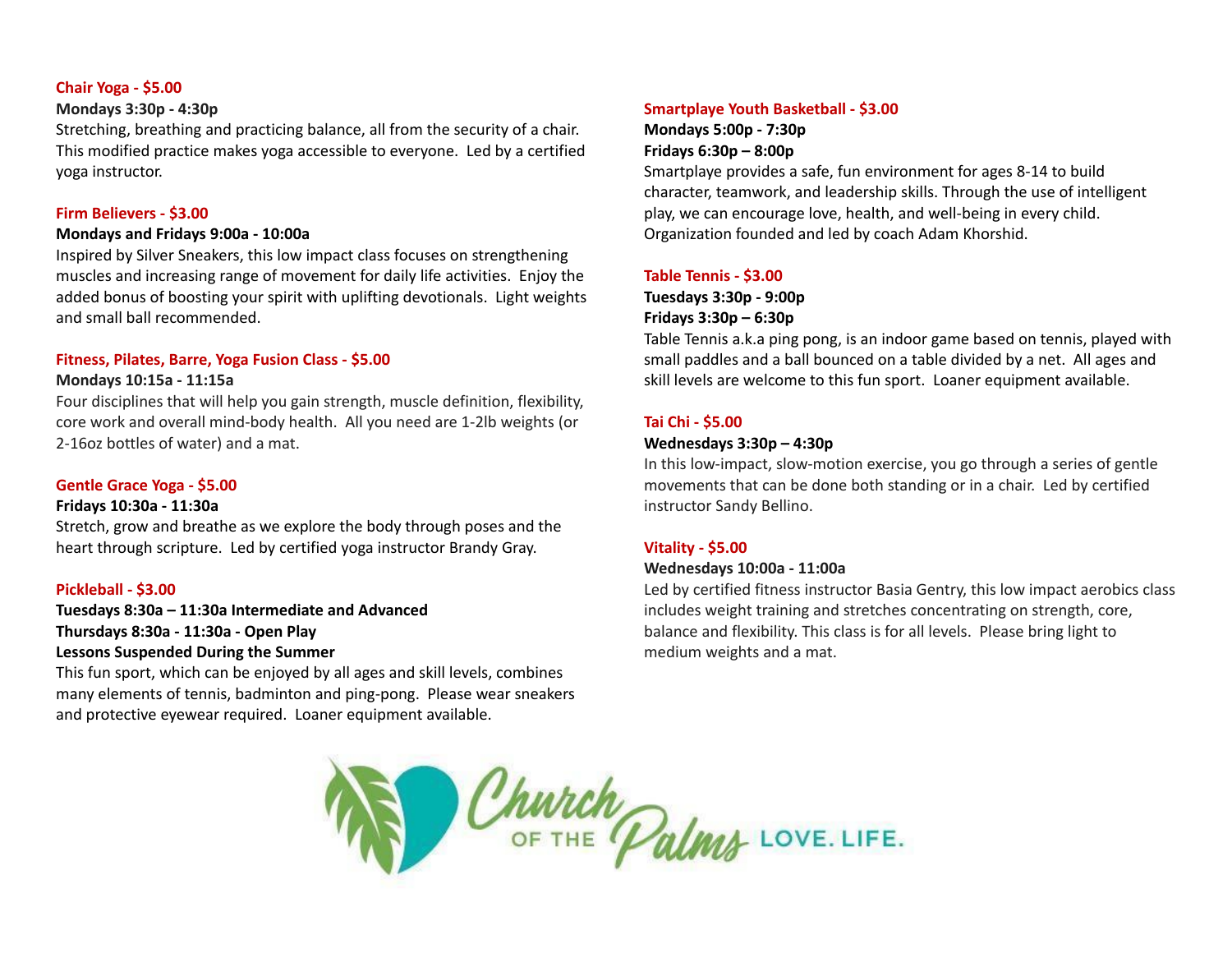**Chair Yoga - $5.00**

**Mondays 3:30p - 4:30p**

Stretching, breathing and practicing balance, all from the security of a chair. This modified practice makes yoga accessible to everyone. Led by a certified yoga instructor.

**Firm Believers - $3.00**

**Mondays and Fridays 9:00a - 10:00a**

Inspired by Silver Sneakers, this low impact class focuses on strengthening muscles and increasing range of movement for daily life activities. Enjoy the added bonus of boosting your spirit with uplifting devotionals. Light weights and small ball recommended.

**Fitness, Pilates, Barre, Yoga Fusion Class - $5.00**

**Mondays 10:15a - 11:15a**

Four disciplines that will help you gain strength, muscle definition, flexibility, core work and overall mind-body health. All you need are 1-2lb weights (or 2-16oz bottles of water) and a mat.

**Gentle Grace Yoga - $5.00**

**Fridays 10:30a - 11:30a**

Stretch, grow and breathe as we explore the body through poses and the heart through scripture. Led by certified yoga instructor Brandy Gray.

**Pickleball - $3.00**

**Tuesdays 8:30a – 11:30a Intermediate and Advanced**
**Thursdays 8:30a - 11:30a - Open Play**
**Lessons Suspended During the Summer**

This fun sport, which can be enjoyed by all ages and skill levels, combines many elements of tennis, badminton and ping-pong. Please wear sneakers and protective eyewear required. Loaner equipment available.

**Smartplaye Youth Basketball - $3.00**

**Mondays 5:00p - 7:30p**
**Fridays 6:30p – 8:00p**

Smartplaye provides a safe, fun environment for ages 8-14 to build character, teamwork, and leadership skills. Through the use of intelligent play, we can encourage love, health, and well-being in every child. Organization founded and led by coach Adam Khorshid.

**Table Tennis - $3.00**

**Tuesdays 3:30p - 9:00p**
**Fridays 3:30p – 6:30p**

Table Tennis a.k.a ping pong, is an indoor game based on tennis, played with small paddles and a ball bounced on a table divided by a net. All ages and skill levels are welcome to this fun sport. Loaner equipment available.

**Tai Chi - $5.00**

**Wednesdays 3:30p – 4:30p**

In this low-impact, slow-motion exercise, you go through a series of gentle movements that can be done both standing or in a chair. Led by certified instructor Sandy Bellino.

**Vitality - $5.00**

**Wednesdays 10:00a - 11:00a**

Led by certified fitness instructor Basia Gentry, this low impact aerobics class includes weight training and stretches concentrating on strength, core, balance and flexibility. This class is for all levels. Please bring light to medium weights and a mat.

Church of the Palms LOVE. LIFE.